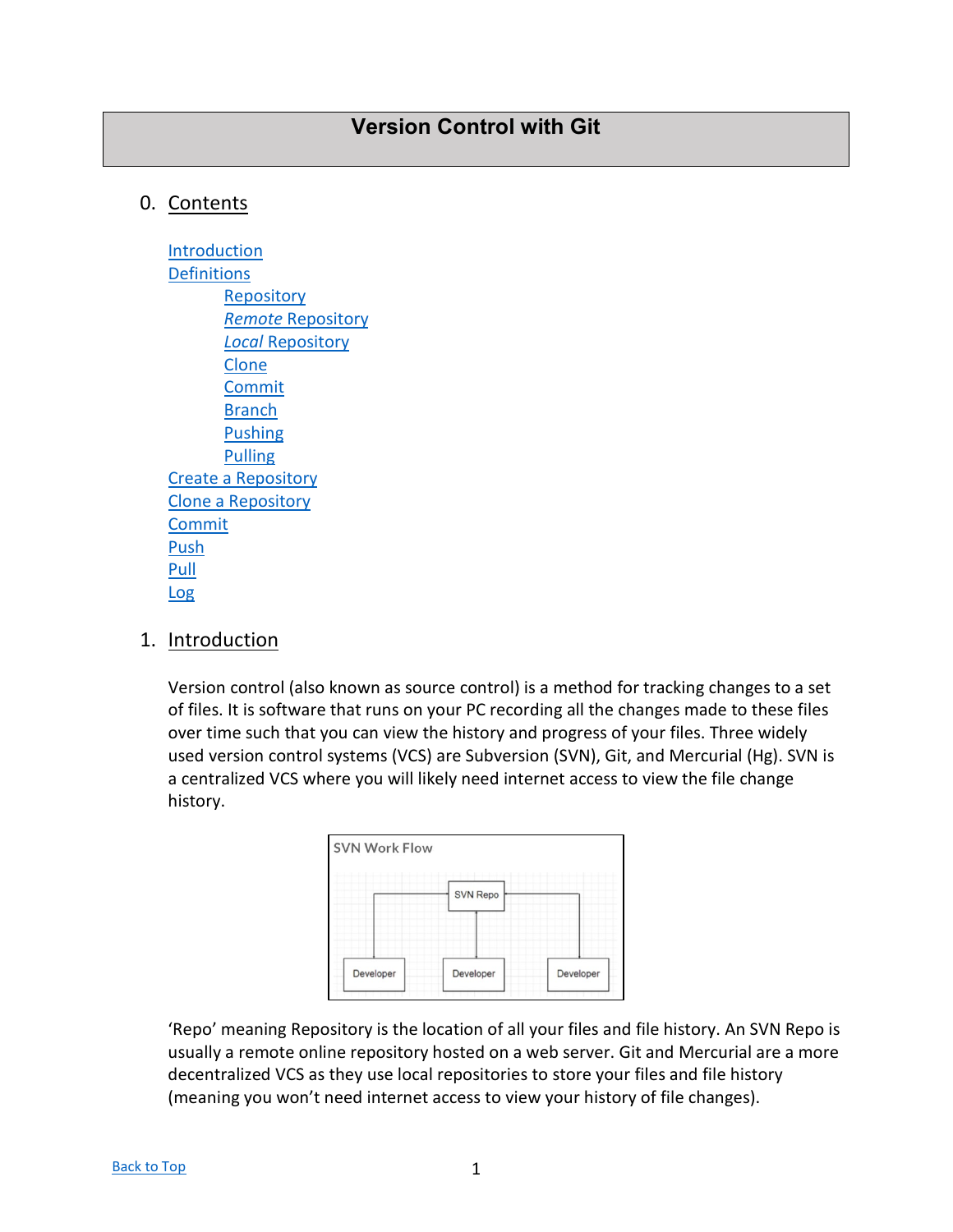# Version Control with Git

## 0. Contents

Introduction
Definitions
- Repository
- *Remote* Repository
- *Local* Repository
- Clone
- Commit
- Branch
- Pushing
- Pulling

Create a Repository
Clone a Repository
Commit
Push
Pull
Log

## 1. Introduction

Version control (also known as source control) is a method for tracking changes to a set of files. It is software that runs on your PC recording all the changes made to these files over time such that you can view the history and progress of your files. Three widely used version control systems (VCS) are Subversion (SVN), Git, and Mercurial (Hg). SVN is a centralized VCS where you will likely need internet access to view the file change history.

SVN Work Flow

SVN Repo

Developer   Developer   Developer

'Repo' meaning Repository is the location of all your files and file history. An SVN Repo is usually a remote online repository hosted on a web server. Git and Mercurial are a more decentralized VCS as they use local repositories to store your files and file history (meaning you won't need internet access to view your history of file changes).

Back to Top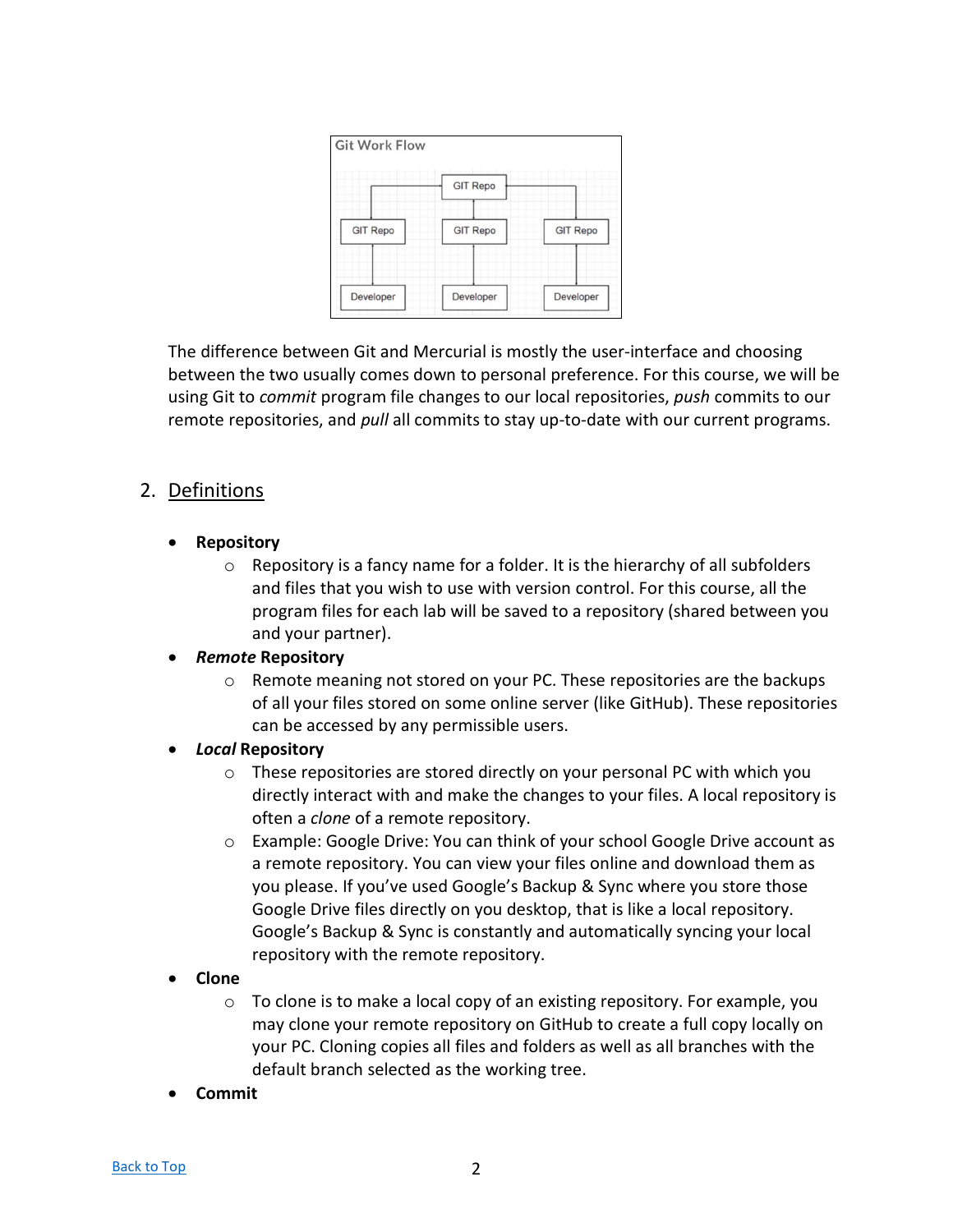Git Work Flow

The difference between Git and Mercurial is mostly the user-interface and choosing between the two usually comes down to personal preference. For this course, we will be using Git to *commit* program file changes to our local repositories, *push* commits to our remote repositories, and *pull* all commits to stay up-to-date with our current programs.

## 2. Definitions

- **Repository**
  - Repository is a fancy name for a folder. It is the hierarchy of all subfolders and files that you wish to use with version control. For this course, all the program files for each lab will be saved to a repository (shared between you and your partner).
- ***Remote* Repository**
  - Remote meaning not stored on your PC. These repositories are the backups of all your files stored on some online server (like GitHub). These repositories can be accessed by any permissible users.
- ***Local* Repository**
  - These repositories are stored directly on your personal PC with which you directly interact with and make the changes to your files. A local repository is often a *clone* of a remote repository.
  - Example: Google Drive: You can think of your school Google Drive account as a remote repository. You can view your files online and download them as you please. If you've used Google's Backup & Sync where you store those Google Drive files directly on you desktop, that is like a local repository. Google's Backup & Sync is constantly and automatically syncing your local repository with the remote repository.
- **Clone**
  - To clone is to make a local copy of an existing repository. For example, you may clone your remote repository on GitHub to create a full copy locally on your PC. Cloning copies all files and folders as well as all branches with the default branch selected as the working tree.
- **Commit**

Back to Top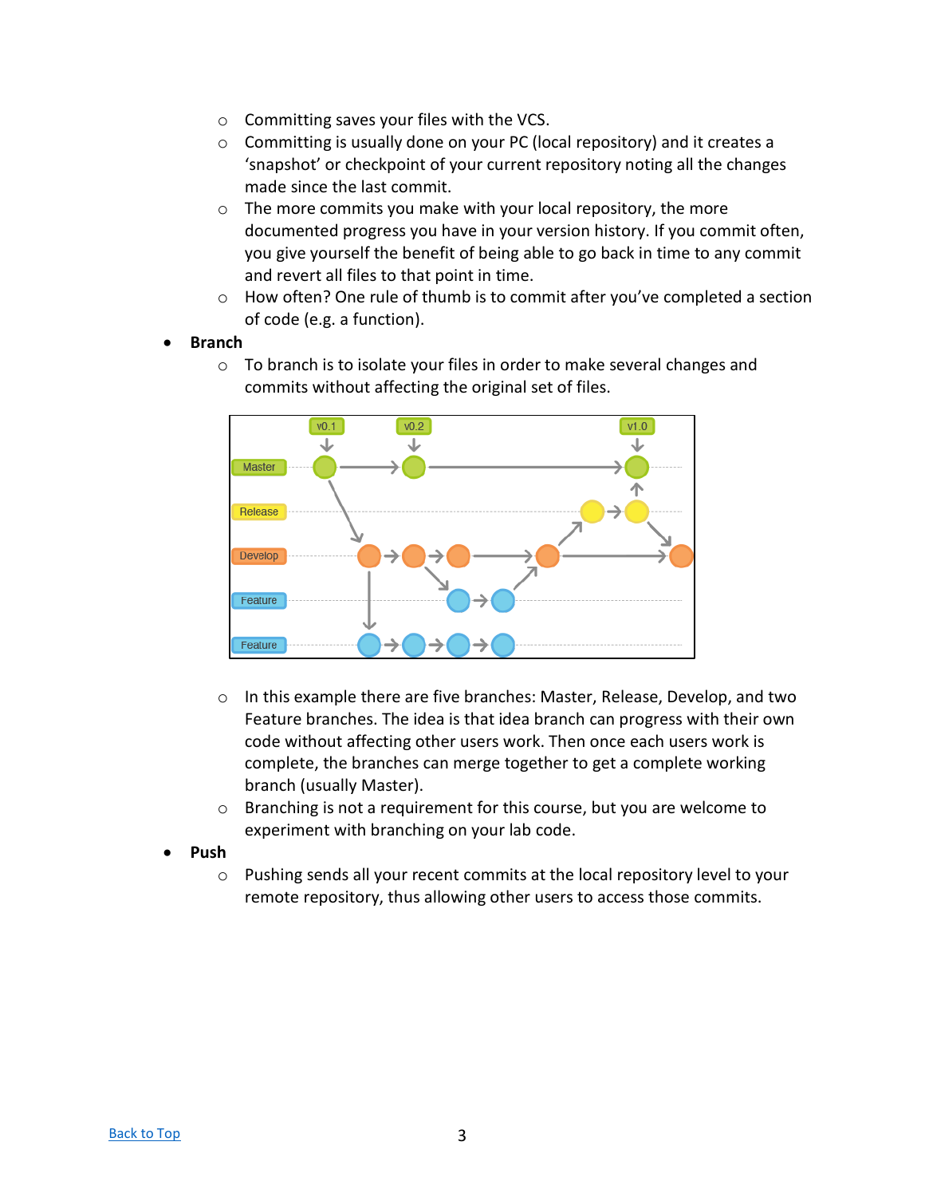- Committing saves your files with the VCS.
   - Committing is usually done on your PC (local repository) and it creates a 'snapshot' or checkpoint of your current repository noting all the changes made since the last commit.
   - The more commits you make with your local repository, the more documented progress you have in your version history. If you commit often, you give yourself the benefit of being able to go back in time to any commit and revert all files to that point in time.
   - How often? One rule of thumb is to commit after you've completed a section of code (e.g. a function).

- **Branch**
   - To branch is to isolate your files in order to make several changes and commits without affecting the original set of files.

   - In this example there are five branches: Master, Release, Develop, and two Feature branches. The idea is that idea branch can progress with their own code without affecting other users work. Then once each users work is complete, the branches can merge together to get a complete working branch (usually Master).
   - Branching is not a requirement for this course, but you are welcome to experiment with branching on your lab code.

- **Push**
   - Pushing sends all your recent commits at the local repository level to your remote repository, thus allowing other users to access those commits.

Back to Top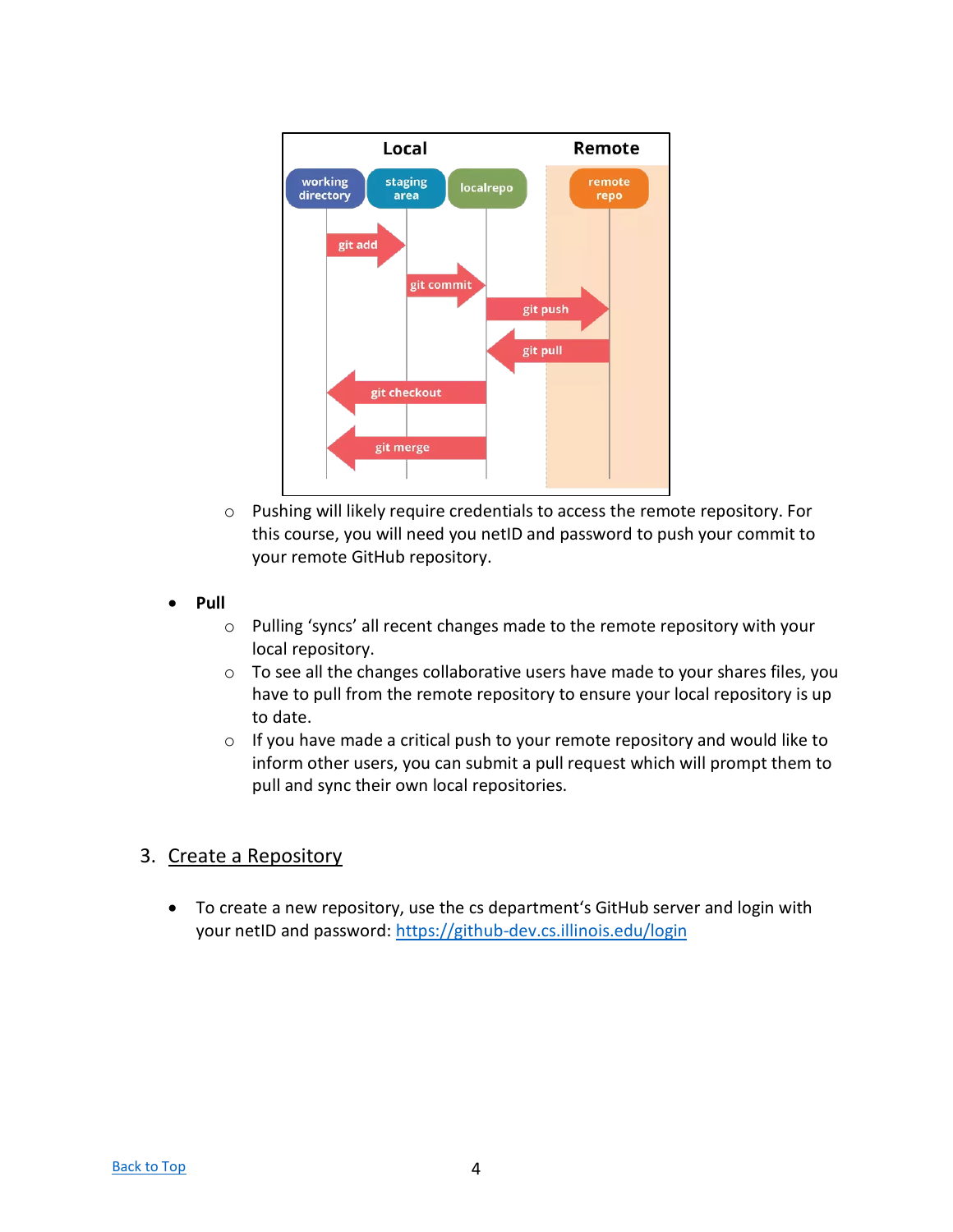- Pushing will likely require credentials to access the remote repository. For this course, you will need you netID and password to push your commit to your remote GitHub repository.

- **Pull**
  - Pulling 'syncs' all recent changes made to the remote repository with your local repository.
  - To see all the changes collaborative users have made to your shares files, you have to pull from the remote repository to ensure your local repository is up to date.
  - If you have made a critical push to your remote repository and would like to inform other users, you can submit a pull request which will prompt them to pull and sync their own local repositories.

## 3. Create a Repository

- To create a new repository, use the cs department's GitHub server and login with your netID and password: [https://github-dev.cs.illinois.edu/login](https://github-dev.cs.illinois.edu/login)

[Back to Top](#)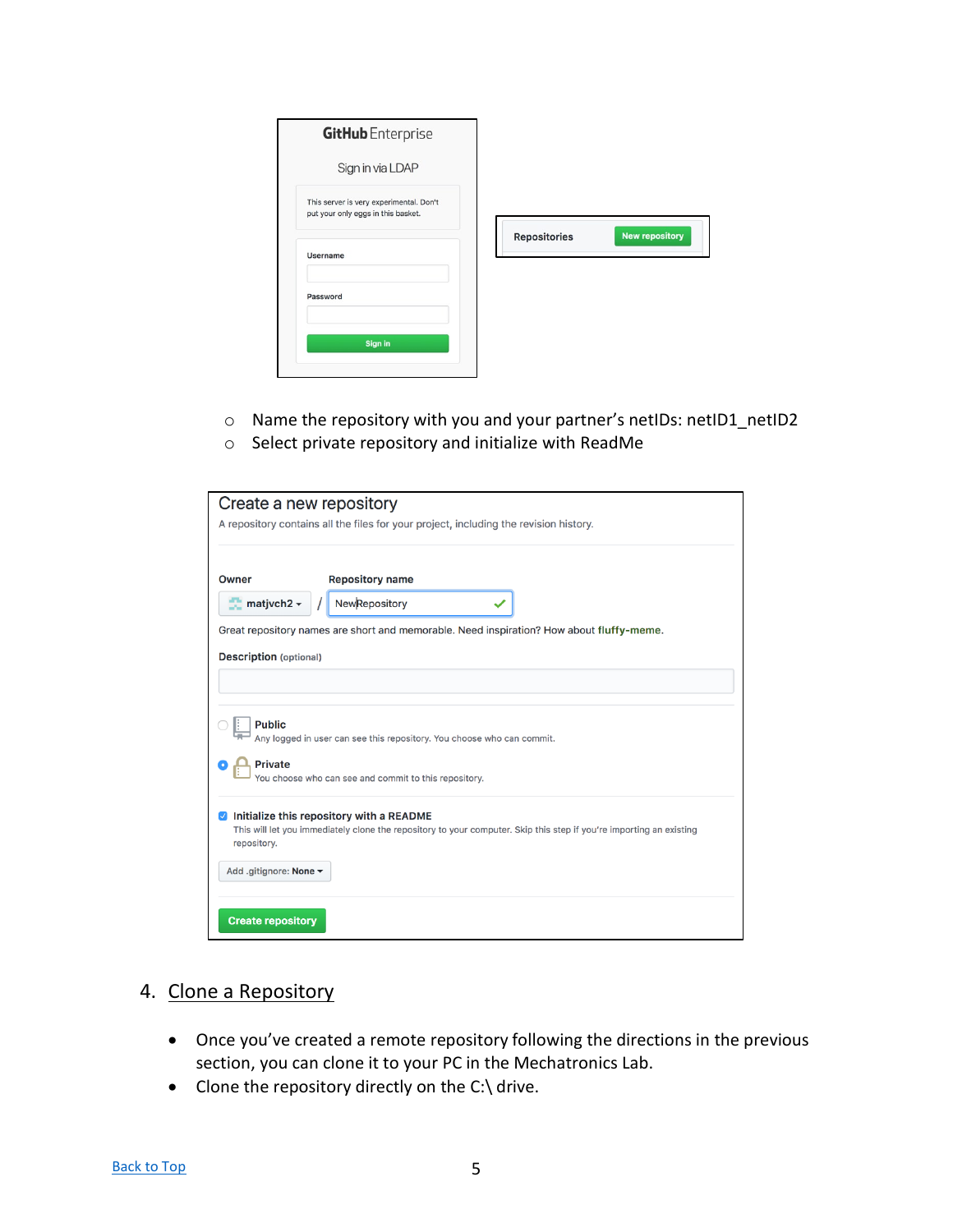- Name the repository with you and your partner's netIDs: netID1_netID2
- Select private repository and initialize with ReadMe

## 4. Clone a Repository

- Once you've created a remote repository following the directions in the previous section, you can clone it to your PC in the Mechatronics Lab.
- Clone the repository directly on the C:\ drive.

Back to Top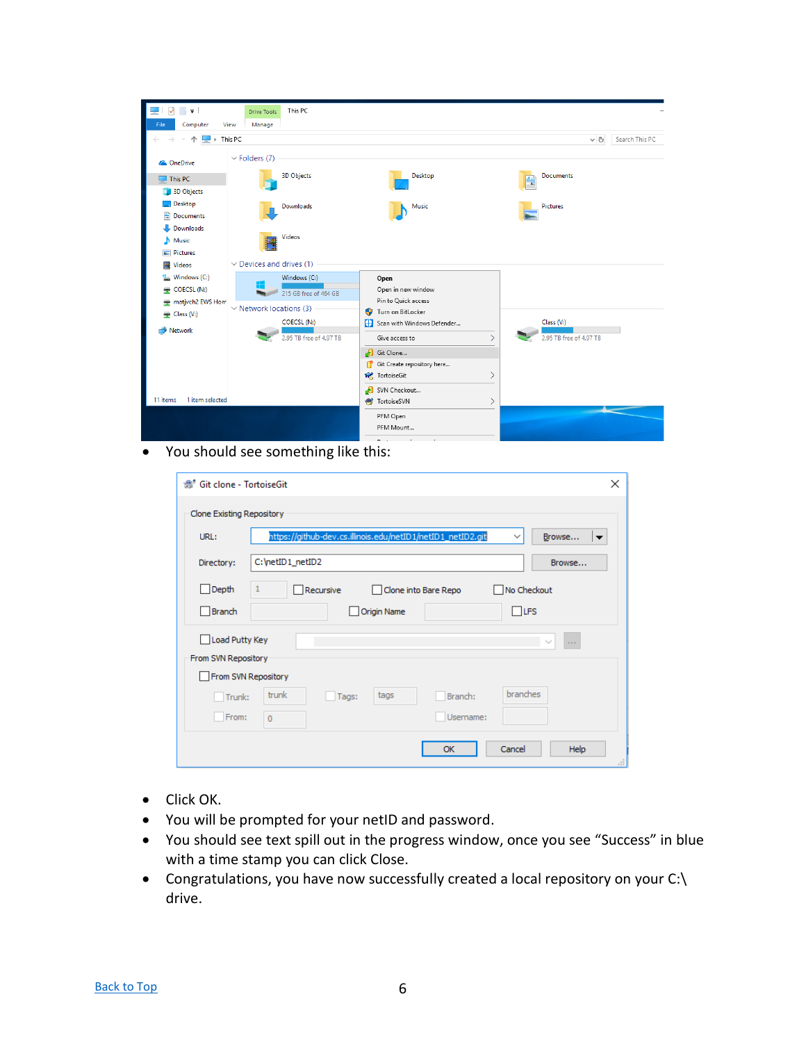- You should see something like this:

- Click OK.
- You will be prompted for your netID and password.
- You should see text spill out in the progress window, once you see “Success” in blue with a time stamp you can click Close.
- Congratulations, you have now successfully created a local repository on your C:\ drive.

Back to Top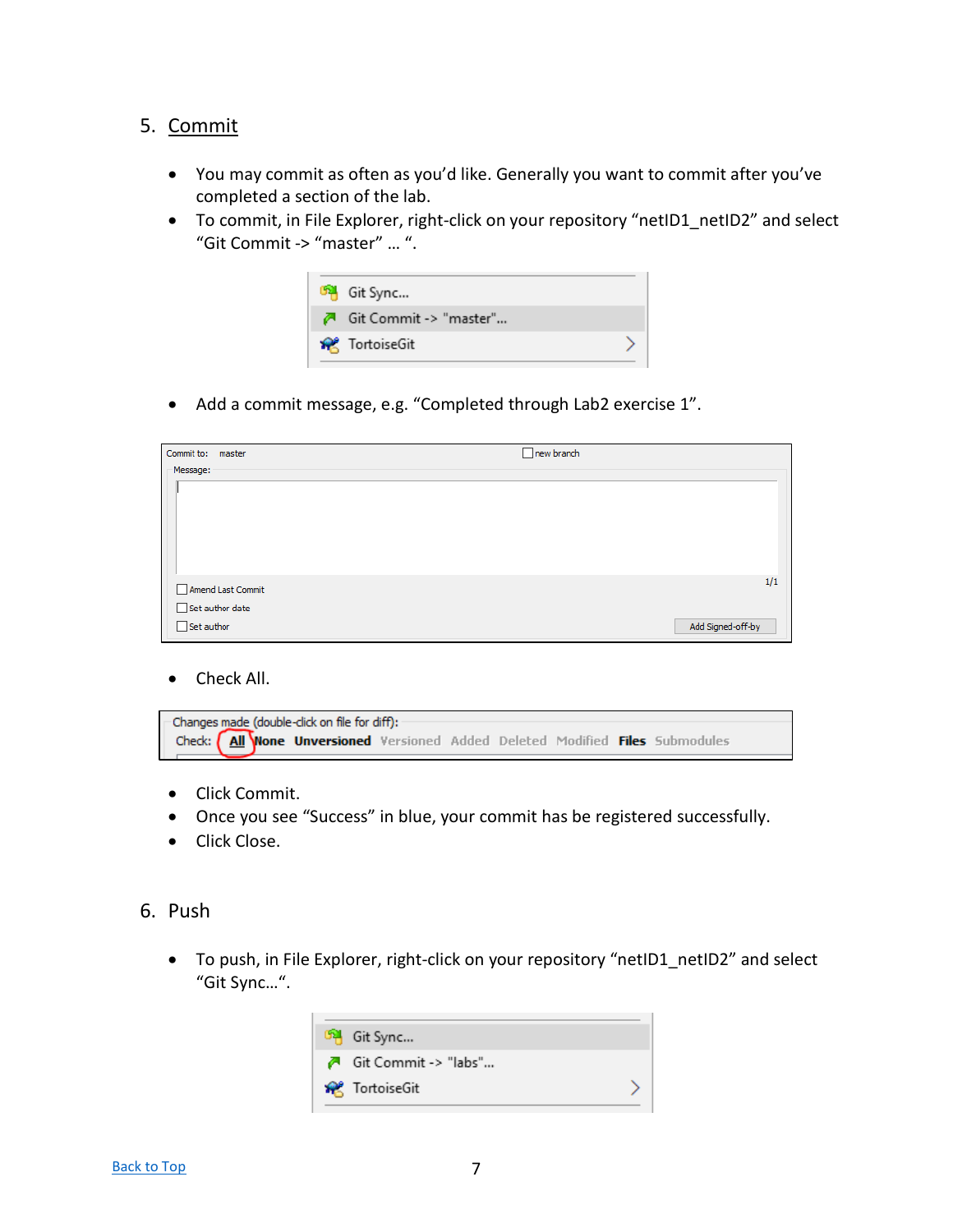5. Commit

- You may commit as often as you'd like. Generally you want to commit after you've completed a section of the lab.
- To commit, in File Explorer, right-click on your repository "netID1_netID2" and select "Git Commit -> "master" … ".

- Add a commit message, e.g. "Completed through Lab2 exercise 1".

- Check All.

- Click Commit.
- Once you see "Success" in blue, your commit has be registered successfully.
- Click Close.

6. Push

- To push, in File Explorer, right-click on your repository "netID1_netID2" and select "Git Sync…".

[Back to Top](#)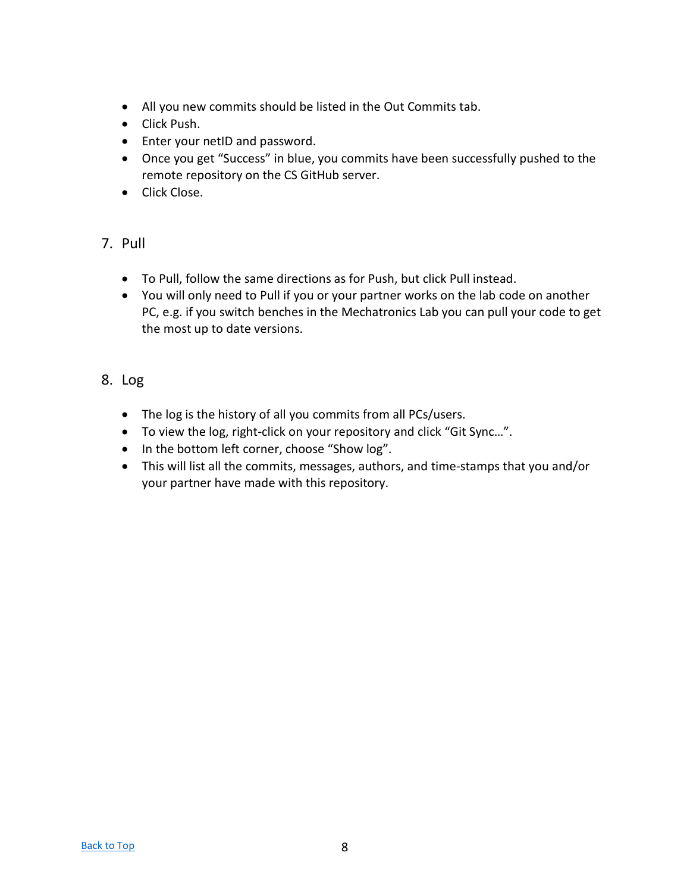- All you new commits should be listed in the Out Commits tab.
- Click Push.
- Enter your netID and password.
- Once you get “Success” in blue, you commits have been successfully pushed to the remote repository on the CS GitHub server.
- Click Close.

## 7. Pull

- To Pull, follow the same directions as for Push, but click Pull instead.
- You will only need to Pull if you or your partner works on the lab code on another PC, e.g. if you switch benches in the Mechatronics Lab you can pull your code to get the most up to date versions.

## 8. Log

- The log is the history of all you commits from all PCs/users.
- To view the log, right-click on your repository and click “Git Sync…”.
- In the bottom left corner, choose “Show log”.
- This will list all the commits, messages, authors, and time-stamps that you and/or your partner have made with this repository.

Back to Top